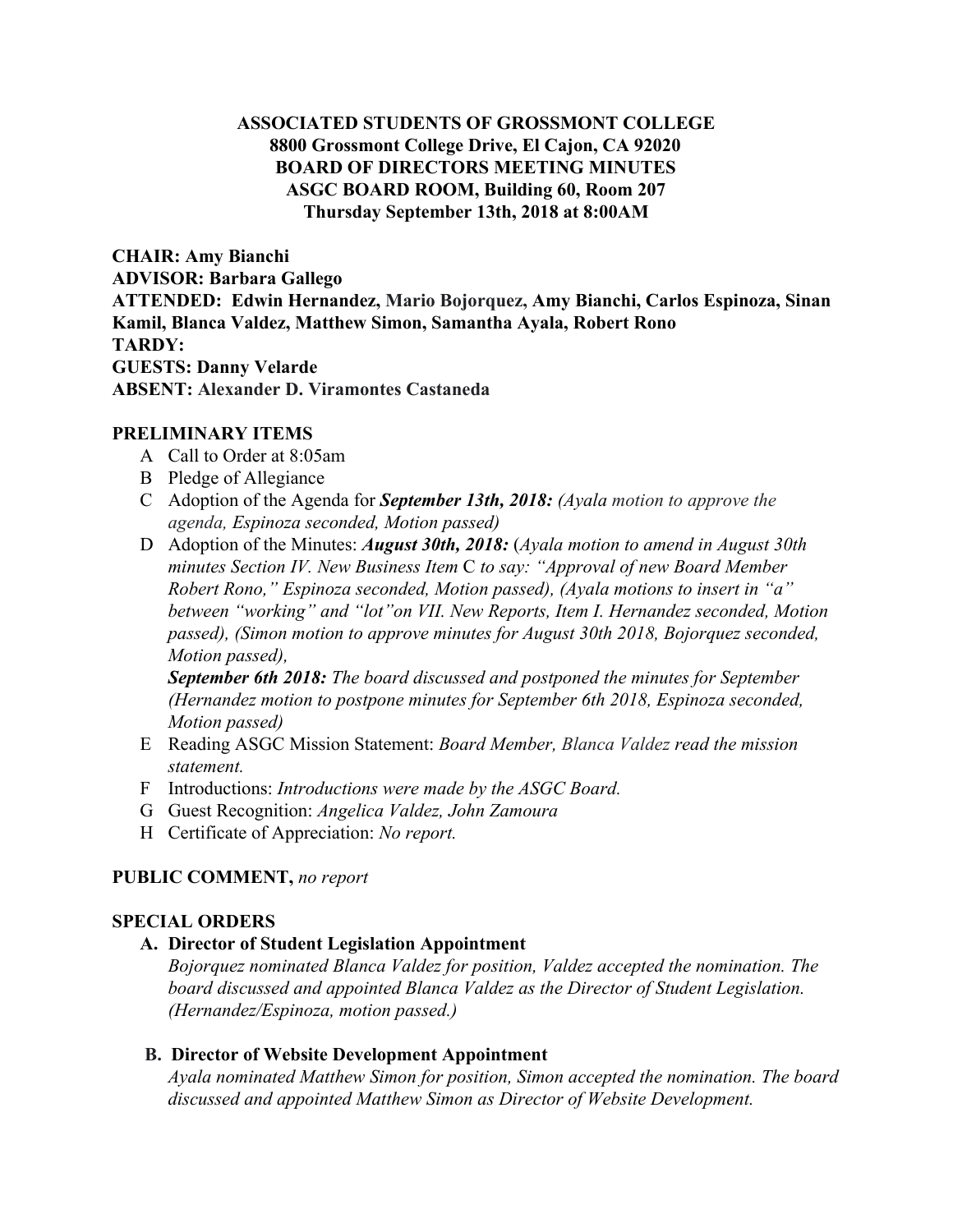**ASSOCIATED STUDENTS OF GROSSMONT COLLEGE**
**8800 Grossmont College Drive, El Cajon, CA 92020**
**BOARD OF DIRECTORS MEETING MINUTES**
**ASGC BOARD ROOM, Building 60, Room 207**
**Thursday September 13th, 2018 at 8:00AM**

**CHAIR: Amy Bianchi**
**ADVISOR: Barbara Gallego**
**ATTENDED: Edwin Hernandez, Mario Bojorquez, Amy Bianchi, Carlos Espinoza, Sinan Kamil, Blanca Valdez, Matthew Simon, Samantha Ayala, Robert Rono**
**TARDY:**
**GUESTS: Danny Velarde**
**ABSENT: Alexander D. Viramontes Castaneda**

**PRELIMINARY ITEMS**

A Call to Order at 8:05am

B Pledge of Allegiance

C Adoption of the Agenda for ***September 13th, 2018:*** *(Ayala motion to approve the agenda, Espinoza seconded, Motion passed)*

D Adoption of the Minutes: ***August 30th, 2018:*** *(Ayala motion to amend in August 30th minutes Section IV. New Business Item C to say: "Approval of new Board Member Robert Rono," Espinoza seconded, Motion passed), (Ayala motions to insert in "a" between "working" and "lot" on VII. New Reports, Item I. Hernandez seconded, Motion passed), (Simon motion to approve minutes for August 30th 2018, Bojorquez seconded, Motion passed),*

***September 6th 2018:*** *The board discussed and postponed the minutes for September (Hernandez motion to postpone minutes for September 6th 2018, Espinoza seconded, Motion passed)*

E Reading ASGC Mission Statement: *Board Member, Blanca Valdez read the mission statement.*

F Introductions: *Introductions were made by the ASGC Board.*

G Guest Recognition: *Angelica Valdez, John Zamoura*

H Certificate of Appreciation: *No report.*

**PUBLIC COMMENT,** *no report*

**SPECIAL ORDERS**

**A. Director of Student Legislation Appointment**

*Bojorquez nominated Blanca Valdez for position, Valdez accepted the nomination. The board discussed and appointed Blanca Valdez as the Director of Student Legislation. (Hernandez/Espinoza, motion passed.)*

**B. Director of Website Development Appointment**

*Ayala nominated Matthew Simon for position, Simon accepted the nomination. The board discussed and appointed Matthew Simon as Director of Website Development.*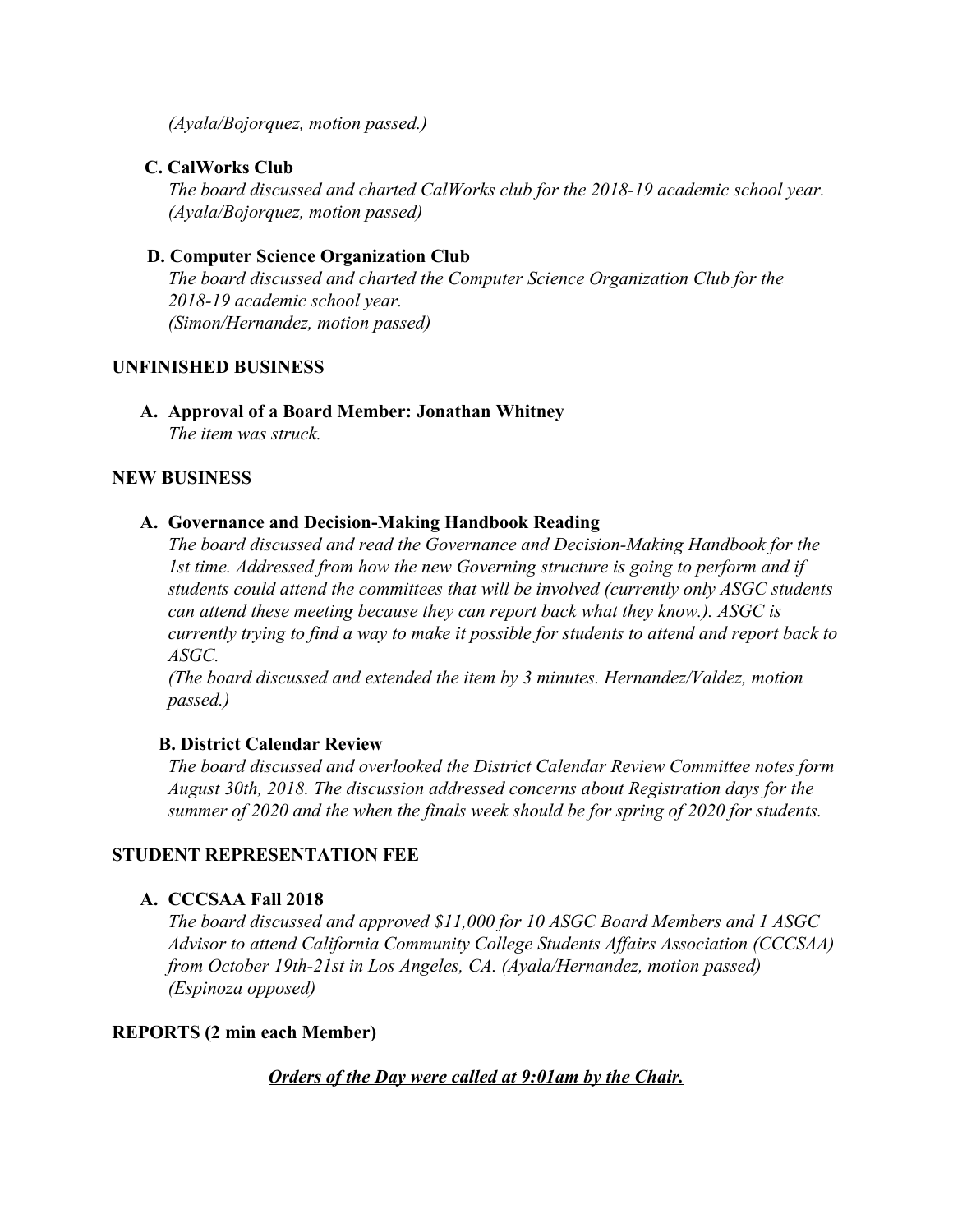*(Ayala/Bojorquez, motion passed.)*

**C. CalWorks Club**

*The board discussed and charted CalWorks club for the 2018-19 academic school year. (Ayala/Bojorquez, motion passed)*

**D. Computer Science Organization Club**

*The board discussed and charted the Computer Science Organization Club for the 2018-19 academic school year.*
*(Simon/Hernandez, motion passed)*

## UNFINISHED BUSINESS

**A. Approval of a Board Member: Jonathan Whitney**

*The item was struck.*

## NEW BUSINESS

**A. Governance and Decision-Making Handbook Reading**

*The board discussed and read the Governance and Decision-Making Handbook for the 1st time. Addressed from how the new Governing structure is going to perform and if students could attend the committees that will be involved (currently only ASGC students can attend these meeting because they can report back what they know.). ASGC is currently trying to find a way to make it possible for students to attend and report back to ASGC.*

*(The board discussed and extended the item by 3 minutes. Hernandez/Valdez, motion passed.)*

**B. District Calendar Review**

*The board discussed and overlooked the District Calendar Review Committee notes form August 30th, 2018. The discussion addressed concerns about Registration days for the summer of 2020 and the when the finals week should be for spring of 2020 for students.*

## STUDENT REPRESENTATION FEE

**A. CCCSAA Fall 2018**

*The board discussed and approved $11,000 for 10 ASGC Board Members and 1 ASGC Advisor to attend California Community College Students Affairs Association (CCCSAA) from October 19th-21st in Los Angeles, CA. (Ayala/Hernandez, motion passed) (Espinoza opposed)*

## REPORTS (2 min each Member)

***Orders of the Day were called at 9:01am by the Chair.***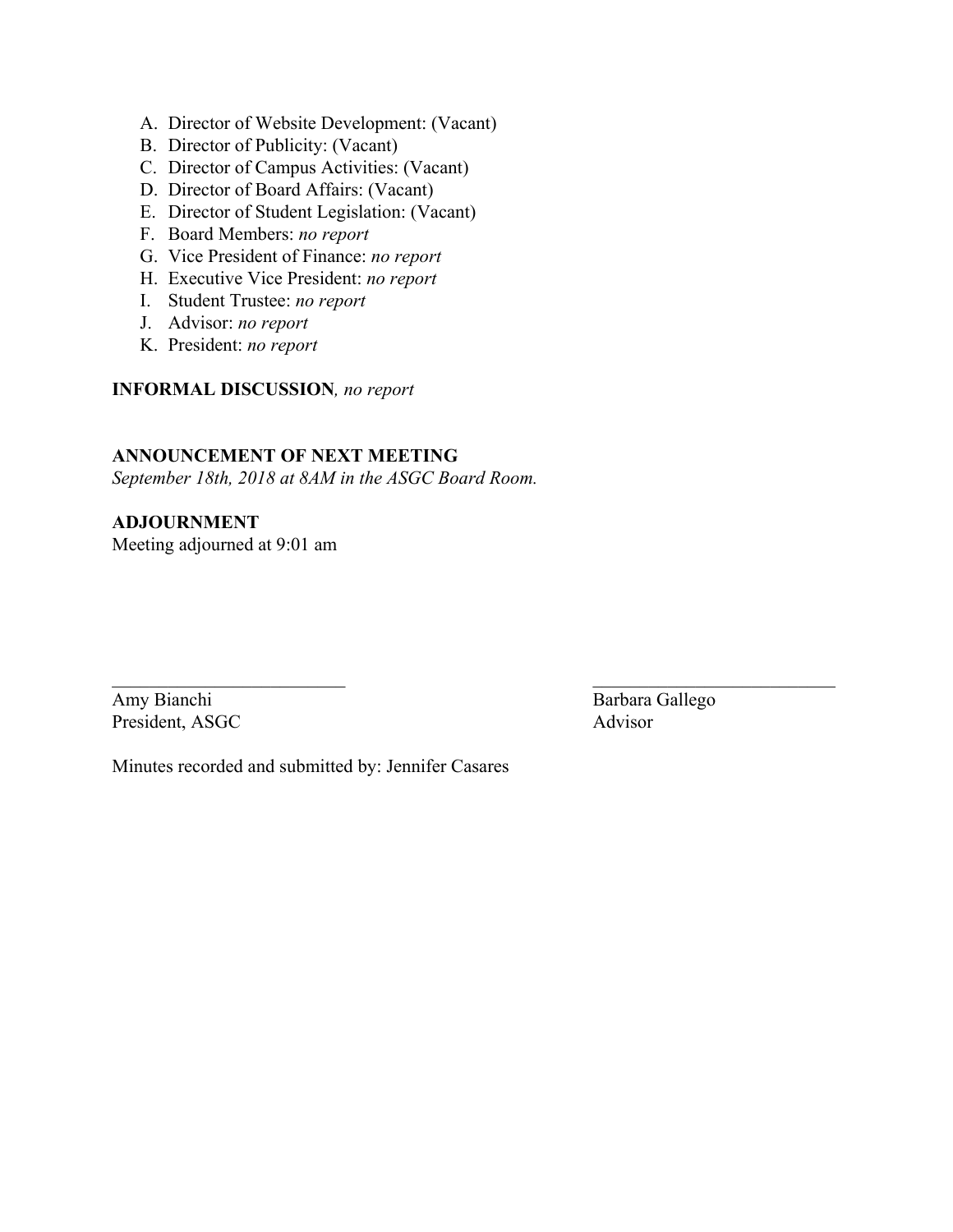A. Director of Website Development: (Vacant)
B. Director of Publicity: (Vacant)
C. Director of Campus Activities: (Vacant)
D. Director of Board Affairs: (Vacant)
E. Director of Student Legislation: (Vacant)
F. Board Members: *no report*
G. Vice President of Finance: *no report*
H. Executive Vice President: *no report*
I. Student Trustee: *no report*
J. Advisor: *no report*
K. President: *no report*

**INFORMAL DISCUSSION***, no report*

**ANNOUNCEMENT OF NEXT MEETING**

*September 18th, 2018 at 8AM in the ASGC Board Room.*

**ADJOURNMENT**

Meeting adjourned at 9:01 am

| | |
|---|---|
| \_\_\_\_\_\_\_\_\_\_\_\_\_\_\_\_\_\_\_\_\_\_\_\_\_ | \_\_\_\_\_\_\_\_\_\_\_\_\_\_\_\_\_\_\_\_\_\_\_\_\_ |
| Amy Bianchi | Barbara Gallego |
| President, ASGC | Advisor |

Minutes recorded and submitted by: Jennifer Casares